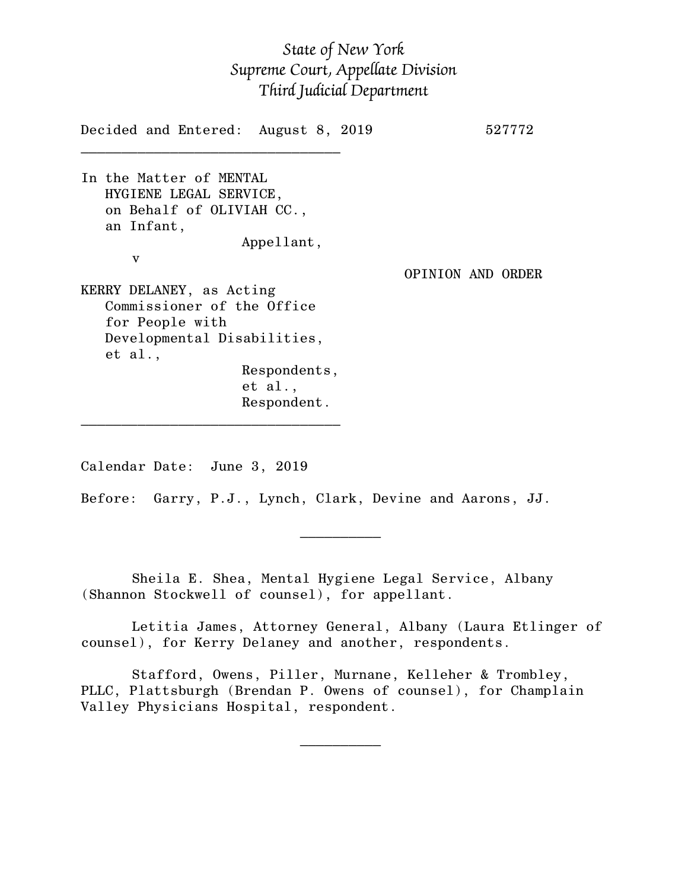*State of New York*
*Supreme Court, Appellate Division*
*Third Judicial Department*

Decided and Entered: August 8, 2019 527772

---

In the Matter of MENTAL HYGIENE LEGAL SERVICE, on Behalf of OLIVIAH CC., an Infant,
Appellant,

v

OPINION AND ORDER

KERRY DELANEY, as Acting Commissioner of the Office for People with Developmental Disabilities, et al.,
Respondents,
et al.,
Respondent.

---

Calendar Date: June 3, 2019

Before: Garry, P.J., Lynch, Clark, Devine and Aarons, JJ.

---

Sheila E. Shea, Mental Hygiene Legal Service, Albany (Shannon Stockwell of counsel), for appellant.

Letitia James, Attorney General, Albany (Laura Etlinger of counsel), for Kerry Delaney and another, respondents.

Stafford, Owens, Piller, Murnane, Kelleher & Trombley, PLLC, Plattsburgh (Brendan P. Owens of counsel), for Champlain Valley Physicians Hospital, respondent.

---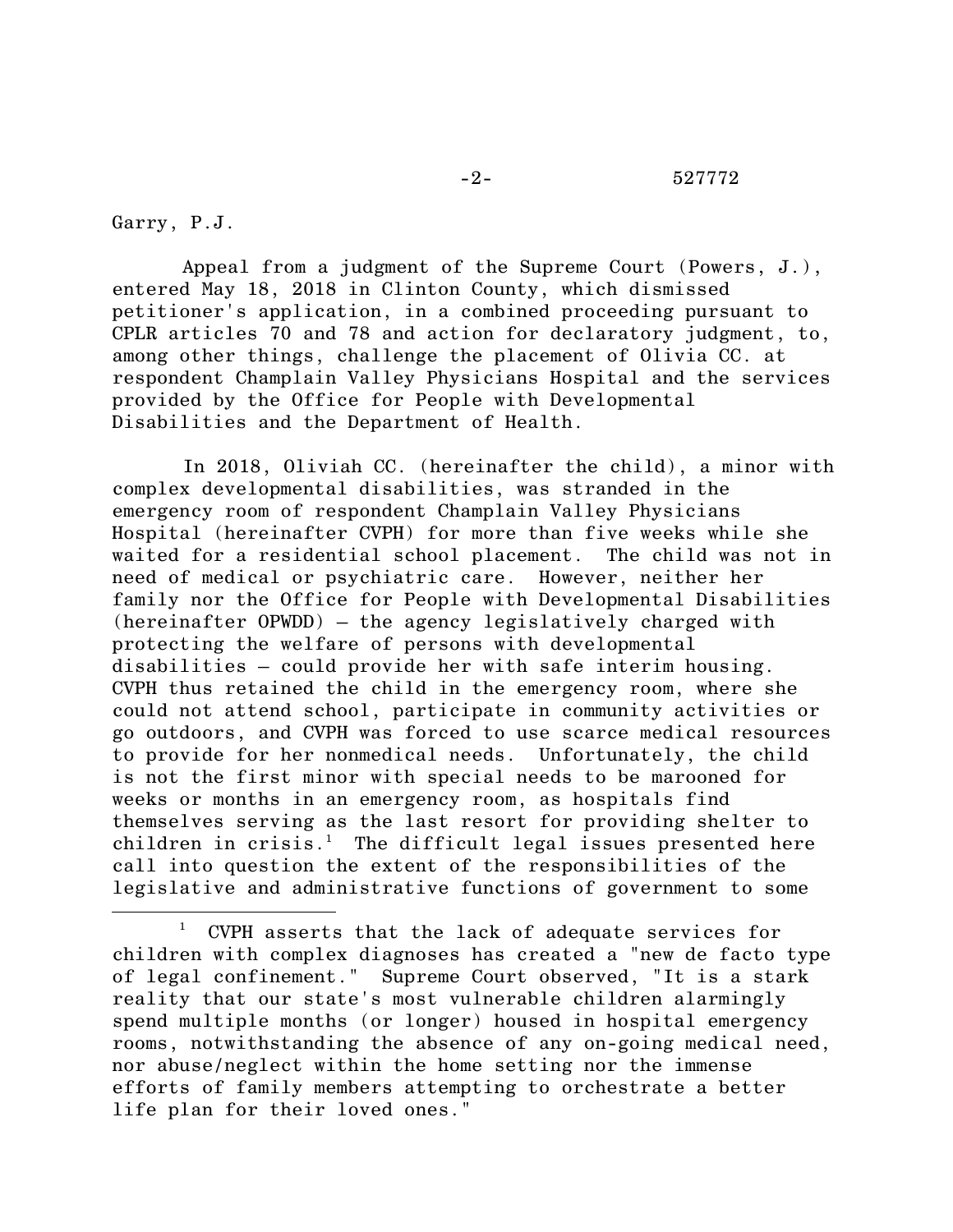Garry, P.J.

Appeal from a judgment of the Supreme Court (Powers, J.), entered May 18, 2018 in Clinton County, which dismissed petitioner's application, in a combined proceeding pursuant to CPLR articles 70 and 78 and action for declaratory judgment, to, among other things, challenge the placement of Olivia CC. at respondent Champlain Valley Physicians Hospital and the services provided by the Office for People with Developmental Disabilities and the Department of Health.

In 2018, Oliviah CC. (hereinafter the child), a minor with complex developmental disabilities, was stranded in the emergency room of respondent Champlain Valley Physicians Hospital (hereinafter CVPH) for more than five weeks while she waited for a residential school placement. The child was not in need of medical or psychiatric care. However, neither her family nor the Office for People with Developmental Disabilities (hereinafter OPWDD) – the agency legislatively charged with protecting the welfare of persons with developmental disabilities – could provide her with safe interim housing. CVPH thus retained the child in the emergency room, where she could not attend school, participate in community activities or go outdoors, and CVPH was forced to use scarce medical resources to provide for her nonmedical needs. Unfortunately, the child is not the first minor with special needs to be marooned for weeks or months in an emergency room, as hospitals find themselves serving as the last resort for providing shelter to children in crisis.[1] The difficult legal issues presented here call into question the extent of the responsibilities of the legislative and administrative functions of government to some

---

[1] CVPH asserts that the lack of adequate services for children with complex diagnoses has created a "new de facto type of legal confinement." Supreme Court observed, "It is a stark reality that our state's most vulnerable children alarmingly spend multiple months (or longer) housed in hospital emergency rooms, notwithstanding the absence of any on-going medical need, nor abuse/neglect within the home setting nor the immense efforts of family members attempting to orchestrate a better life plan for their loved ones."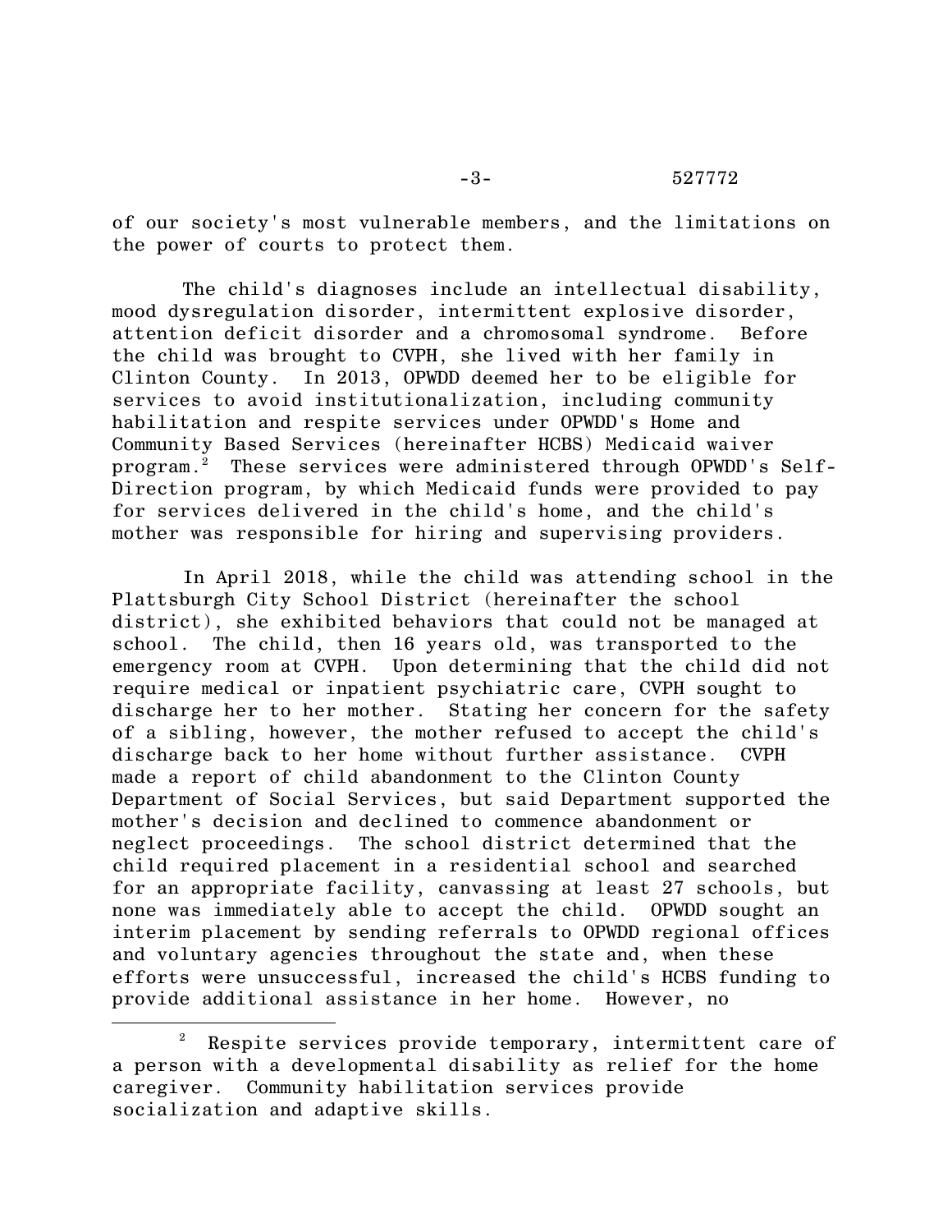of our society's most vulnerable members, and the limitations on the power of courts to protect them.

The child's diagnoses include an intellectual disability, mood dysregulation disorder, intermittent explosive disorder, attention deficit disorder and a chromosomal syndrome. Before the child was brought to CVPH, she lived with her family in Clinton County. In 2013, OPWDD deemed her to be eligible for services to avoid institutionalization, including community habilitation and respite services under OPWDD's Home and Community Based Services (hereinafter HCBS) Medicaid waiver program.[2] These services were administered through OPWDD's Self-Direction program, by which Medicaid funds were provided to pay for services delivered in the child's home, and the child's mother was responsible for hiring and supervising providers.

In April 2018, while the child was attending school in the Plattsburgh City School District (hereinafter the school district), she exhibited behaviors that could not be managed at school. The child, then 16 years old, was transported to the emergency room at CVPH. Upon determining that the child did not require medical or inpatient psychiatric care, CVPH sought to discharge her to her mother. Stating her concern for the safety of a sibling, however, the mother refused to accept the child's discharge back to her home without further assistance. CVPH made a report of child abandonment to the Clinton County Department of Social Services, but said Department supported the mother's decision and declined to commence abandonment or neglect proceedings. The school district determined that the child required placement in a residential school and searched for an appropriate facility, canvassing at least 27 schools, but none was immediately able to accept the child. OPWDD sought an interim placement by sending referrals to OPWDD regional offices and voluntary agencies throughout the state and, when these efforts were unsuccessful, increased the child's HCBS funding to provide additional assistance in her home. However, no

---

[2] Respite services provide temporary, intermittent care of a person with a developmental disability as relief for the home caregiver. Community habilitation services provide socialization and adaptive skills.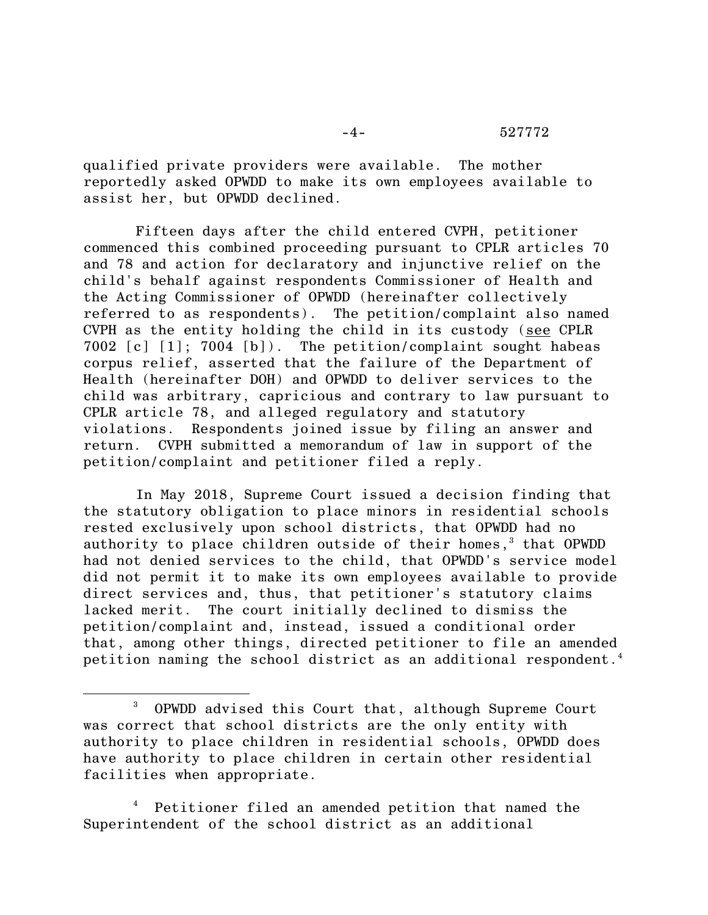qualified private providers were available. The mother reportedly asked OPWDD to make its own employees available to assist her, but OPWDD declined.

Fifteen days after the child entered CVPH, petitioner commenced this combined proceeding pursuant to CPLR articles 70 and 78 and action for declaratory and injunctive relief on the child's behalf against respondents Commissioner of Health and the Acting Commissioner of OPWDD (hereinafter collectively referred to as respondents). The petition/complaint also named CVPH as the entity holding the child in its custody (see CPLR 7002 [c] [1]; 7004 [b]). The petition/complaint sought habeas corpus relief, asserted that the failure of the Department of Health (hereinafter DOH) and OPWDD to deliver services to the child was arbitrary, capricious and contrary to law pursuant to CPLR article 78, and alleged regulatory and statutory violations. Respondents joined issue by filing an answer and return. CVPH submitted a memorandum of law in support of the petition/complaint and petitioner filed a reply.

In May 2018, Supreme Court issued a decision finding that the statutory obligation to place minors in residential schools rested exclusively upon school districts, that OPWDD had no authority to place children outside of their homes,[3] that OPWDD had not denied services to the child, that OPWDD's service model did not permit it to make its own employees available to provide direct services and, thus, that petitioner's statutory claims lacked merit. The court initially declined to dismiss the petition/complaint and, instead, issued a conditional order that, among other things, directed petitioner to file an amended petition naming the school district as an additional respondent.[4]

---

[3] OPWDD advised this Court that, although Supreme Court was correct that school districts are the only entity with authority to place children in residential schools, OPWDD does have authority to place children in certain other residential facilities when appropriate.

[4] Petitioner filed an amended petition that named the Superintendent of the school district as an additional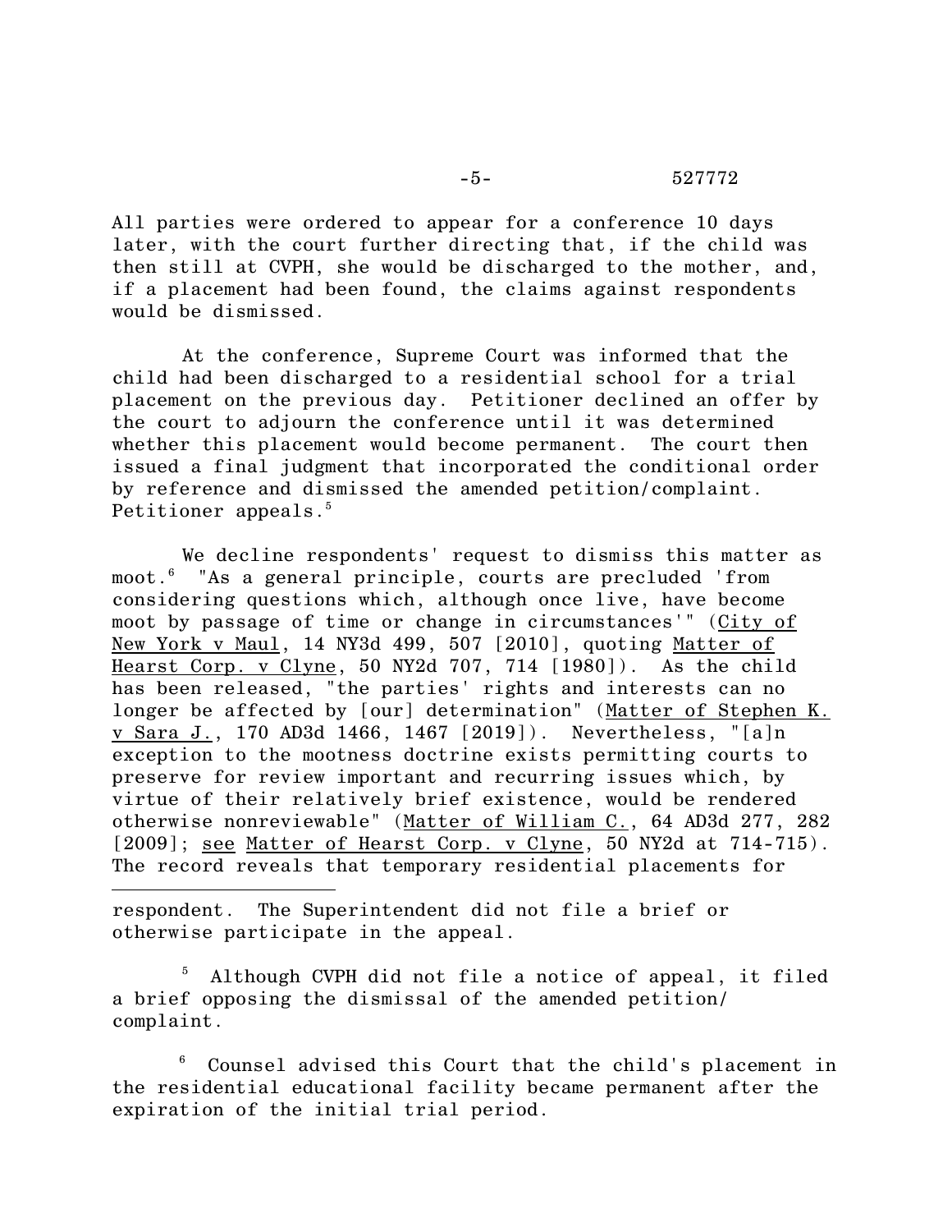All parties were ordered to appear for a conference 10 days later, with the court further directing that, if the child was then still at CVPH, she would be discharged to the mother, and, if a placement had been found, the claims against respondents would be dismissed.

At the conference, Supreme Court was informed that the child had been discharged to a residential school for a trial placement on the previous day. Petitioner declined an offer by the court to adjourn the conference until it was determined whether this placement would become permanent. The court then issued a final judgment that incorporated the conditional order by reference and dismissed the amended petition/complaint. Petitioner appeals.[5]

We decline respondents' request to dismiss this matter as moot.[6] "As a general principle, courts are precluded 'from considering questions which, although once live, have become moot by passage of time or change in circumstances'" (City of New York v Maul, 14 NY3d 499, 507 [2010], quoting Matter of Hearst Corp. v Clyne, 50 NY2d 707, 714 [1980]). As the child has been released, "the parties' rights and interests can no longer be affected by [our] determination" (Matter of Stephen K. v Sara J., 170 AD3d 1466, 1467 [2019]). Nevertheless, "[a]n exception to the mootness doctrine exists permitting courts to preserve for review important and recurring issues which, by virtue of their relatively brief existence, would be rendered otherwise nonreviewable" (Matter of William C., 64 AD3d 277, 282 [2009]; see Matter of Hearst Corp. v Clyne, 50 NY2d at 714-715). The record reveals that temporary residential placements for

---

respondent. The Superintendent did not file a brief or otherwise participate in the appeal.

[5] Although CVPH did not file a notice of appeal, it filed a brief opposing the dismissal of the amended petition/complaint.

[6] Counsel advised this Court that the child's placement in the residential educational facility became permanent after the expiration of the initial trial period.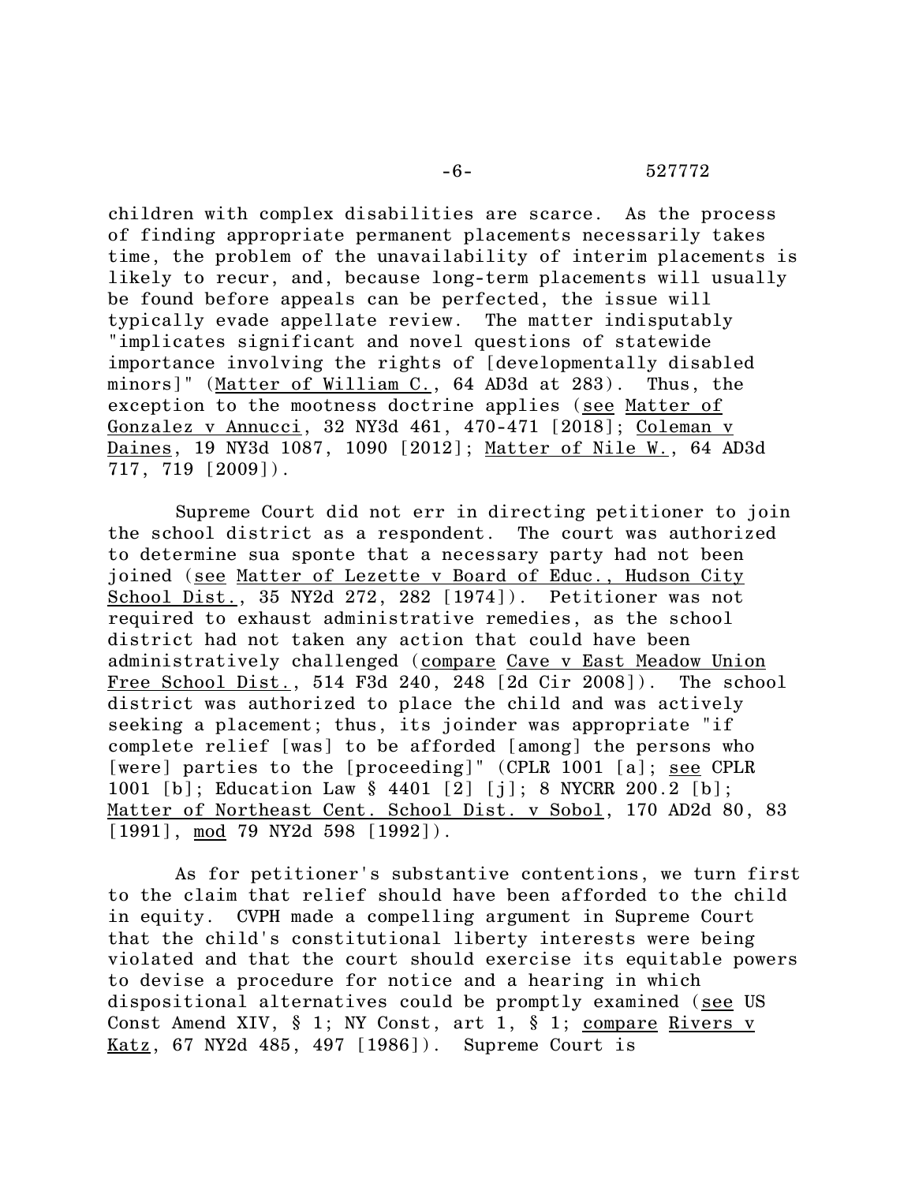children with complex disabilities are scarce. As the process of finding appropriate permanent placements necessarily takes time, the problem of the unavailability of interim placements is likely to recur, and, because long-term placements will usually be found before appeals can be perfected, the issue will typically evade appellate review. The matter indisputably "implicates significant and novel questions of statewide importance involving the rights of [developmentally disabled minors]" (Matter of William C., 64 AD3d at 283). Thus, the exception to the mootness doctrine applies (see Matter of Gonzalez v Annucci, 32 NY3d 461, 470-471 [2018]; Coleman v Daines, 19 NY3d 1087, 1090 [2012]; Matter of Nile W., 64 AD3d 717, 719 [2009]).

Supreme Court did not err in directing petitioner to join the school district as a respondent. The court was authorized to determine sua sponte that a necessary party had not been joined (see Matter of Lezette v Board of Educ., Hudson City School Dist., 35 NY2d 272, 282 [1974]). Petitioner was not required to exhaust administrative remedies, as the school district had not taken any action that could have been administratively challenged (compare Cave v East Meadow Union Free School Dist., 514 F3d 240, 248 [2d Cir 2008]). The school district was authorized to place the child and was actively seeking a placement; thus, its joinder was appropriate "if complete relief [was] to be afforded [among] the persons who [were] parties to the [proceeding]" (CPLR 1001 [a]; see CPLR 1001 [b]; Education Law § 4401 [2] [j]; 8 NYCRR 200.2 [b]; Matter of Northeast Cent. School Dist. v Sobol, 170 AD2d 80, 83 [1991], mod 79 NY2d 598 [1992]).

As for petitioner's substantive contentions, we turn first to the claim that relief should have been afforded to the child in equity. CVPH made a compelling argument in Supreme Court that the child's constitutional liberty interests were being violated and that the court should exercise its equitable powers to devise a procedure for notice and a hearing in which dispositional alternatives could be promptly examined (see US Const Amend XIV, § 1; NY Const, art 1, § 1; compare Rivers v Katz, 67 NY2d 485, 497 [1986]). Supreme Court is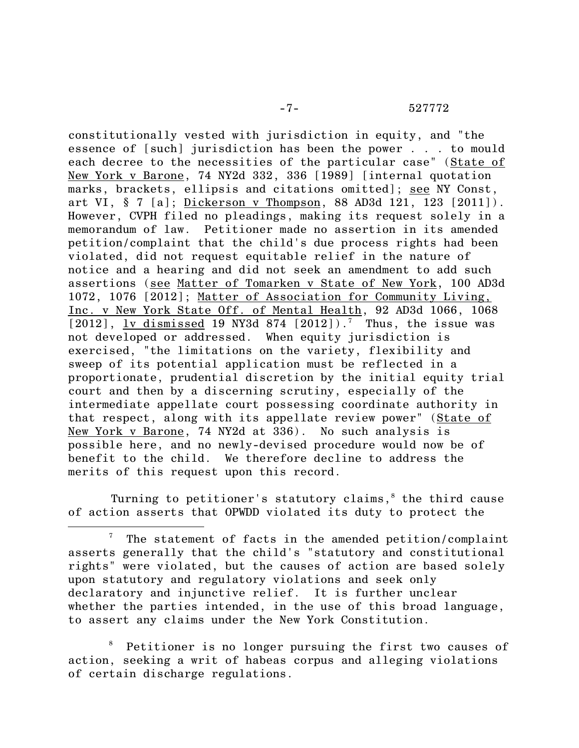constitutionally vested with jurisdiction in equity, and "the essence of [such] jurisdiction has been the power . . . to mould each decree to the necessities of the particular case" (State of New York v Barone, 74 NY2d 332, 336 [1989] [internal quotation marks, brackets, ellipsis and citations omitted]; see NY Const, art VI, § 7 [a]; Dickerson v Thompson, 88 AD3d 121, 123 [2011]). However, CVPH filed no pleadings, making its request solely in a memorandum of law. Petitioner made no assertion in its amended petition/complaint that the child's due process rights had been violated, did not request equitable relief in the nature of notice and a hearing and did not seek an amendment to add such assertions (see Matter of Tomarken v State of New York, 100 AD3d 1072, 1076 [2012]; Matter of Association for Community Living, Inc. v New York State Off. of Mental Health, 92 AD3d 1066, 1068 [2012], lv dismissed 19 NY3d 874 [2012]).[7] Thus, the issue was not developed or addressed. When equity jurisdiction is exercised, "the limitations on the variety, flexibility and sweep of its potential application must be reflected in a proportionate, prudential discretion by the initial equity trial court and then by a discerning scrutiny, especially of the intermediate appellate court possessing coordinate authority in that respect, along with its appellate review power" (State of New York v Barone, 74 NY2d at 336). No such analysis is possible here, and no newly-devised procedure would now be of benefit to the child. We therefore decline to address the merits of this request upon this record.

Turning to petitioner's statutory claims,[8] the third cause of action asserts that OPWDD violated its duty to protect the

[7] The statement of facts in the amended petition/complaint asserts generally that the child's "statutory and constitutional rights" were violated, but the causes of action are based solely upon statutory and regulatory violations and seek only declaratory and injunctive relief. It is further unclear whether the parties intended, in the use of this broad language, to assert any claims under the New York Constitution.

[8] Petitioner is no longer pursuing the first two causes of action, seeking a writ of habeas corpus and alleging violations of certain discharge regulations.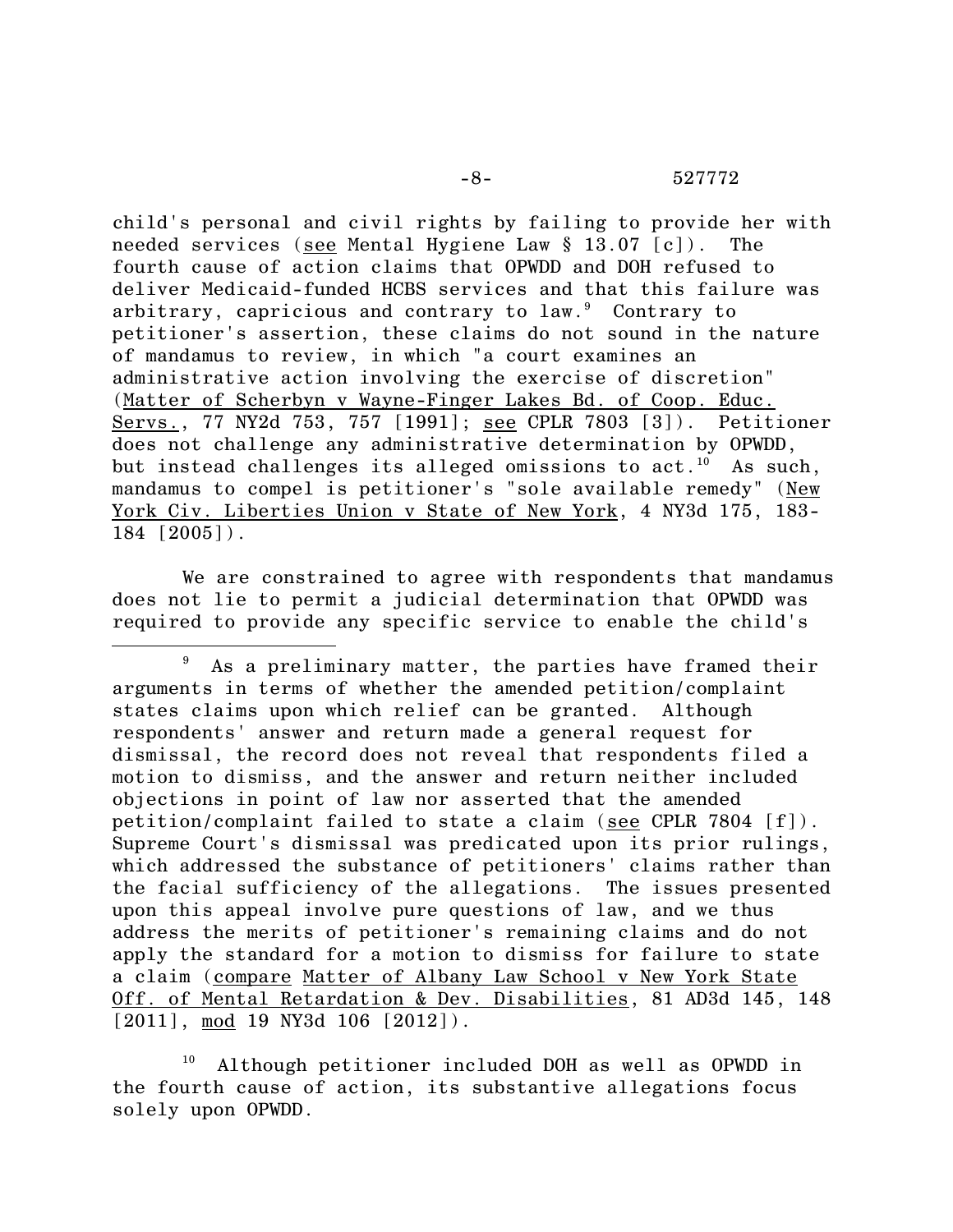child's personal and civil rights by failing to provide her with needed services (see Mental Hygiene Law § 13.07 [c]). The fourth cause of action claims that OPWDD and DOH refused to deliver Medicaid-funded HCBS services and that this failure was arbitrary, capricious and contrary to law.[9] Contrary to petitioner's assertion, these claims do not sound in the nature of mandamus to review, in which "a court examines an administrative action involving the exercise of discretion" (Matter of Scherbyn v Wayne-Finger Lakes Bd. of Coop. Educ. Servs., 77 NY2d 753, 757 [1991]; see CPLR 7803 [3]). Petitioner does not challenge any administrative determination by OPWDD, but instead challenges its alleged omissions to act.[10] As such, mandamus to compel is petitioner's "sole available remedy" (New York Civ. Liberties Union v State of New York, 4 NY3d 175, 183-184 [2005]).

We are constrained to agree with respondents that mandamus does not lie to permit a judicial determination that OPWDD was required to provide any specific service to enable the child's

---

[9] As a preliminary matter, the parties have framed their arguments in terms of whether the amended petition/complaint states claims upon which relief can be granted. Although respondents' answer and return made a general request for dismissal, the record does not reveal that respondents filed a motion to dismiss, and the answer and return neither included objections in point of law nor asserted that the amended petition/complaint failed to state a claim (see CPLR 7804 [f]). Supreme Court's dismissal was predicated upon its prior rulings, which addressed the substance of petitioners' claims rather than the facial sufficiency of the allegations. The issues presented upon this appeal involve pure questions of law, and we thus address the merits of petitioner's remaining claims and do not apply the standard for a motion to dismiss for failure to state a claim (compare Matter of Albany Law School v New York State Off. of Mental Retardation & Dev. Disabilities, 81 AD3d 145, 148 [2011], mod 19 NY3d 106 [2012]).

[10] Although petitioner included DOH as well as OPWDD in the fourth cause of action, its substantive allegations focus solely upon OPWDD.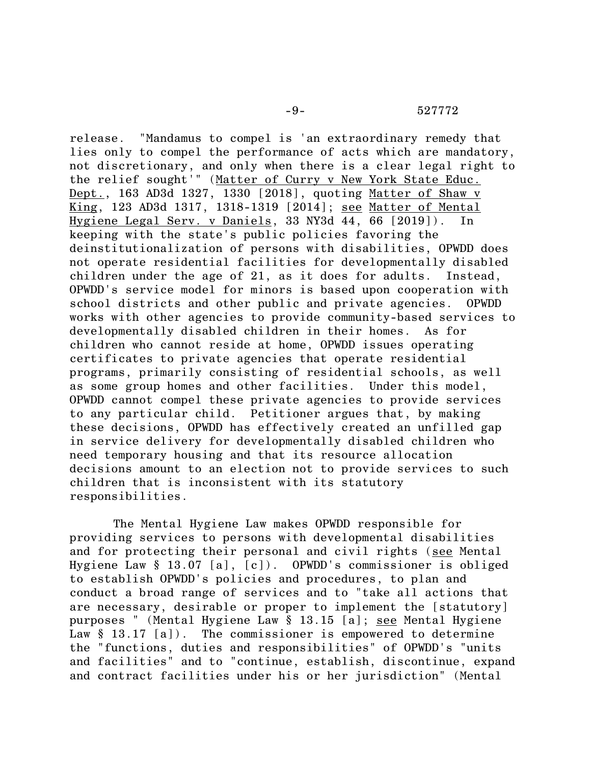release. "Mandamus to compel is 'an extraordinary remedy that lies only to compel the performance of acts which are mandatory, not discretionary, and only when there is a clear legal right to the relief sought'" (Matter of Curry v New York State Educ. Dept., 163 AD3d 1327, 1330 [2018], quoting Matter of Shaw v King, 123 AD3d 1317, 1318-1319 [2014]; see Matter of Mental Hygiene Legal Serv. v Daniels, 33 NY3d 44, 66 [2019]). In keeping with the state's public policies favoring the deinstitutionalization of persons with disabilities, OPWDD does not operate residential facilities for developmentally disabled children under the age of 21, as it does for adults. Instead, OPWDD's service model for minors is based upon cooperation with school districts and other public and private agencies. OPWDD works with other agencies to provide community-based services to developmentally disabled children in their homes. As for children who cannot reside at home, OPWDD issues operating certificates to private agencies that operate residential programs, primarily consisting of residential schools, as well as some group homes and other facilities. Under this model, OPWDD cannot compel these private agencies to provide services to any particular child. Petitioner argues that, by making these decisions, OPWDD has effectively created an unfilled gap in service delivery for developmentally disabled children who need temporary housing and that its resource allocation decisions amount to an election not to provide services to such children that is inconsistent with its statutory responsibilities.

The Mental Hygiene Law makes OPWDD responsible for providing services to persons with developmental disabilities and for protecting their personal and civil rights (see Mental Hygiene Law § 13.07 [a], [c]). OPWDD's commissioner is obliged to establish OPWDD's policies and procedures, to plan and conduct a broad range of services and to "take all actions that are necessary, desirable or proper to implement the [statutory] purposes " (Mental Hygiene Law § 13.15 [a]; see Mental Hygiene Law § 13.17 [a]). The commissioner is empowered to determine the "functions, duties and responsibilities" of OPWDD's "units and facilities" and to "continue, establish, discontinue, expand and contract facilities under his or her jurisdiction" (Mental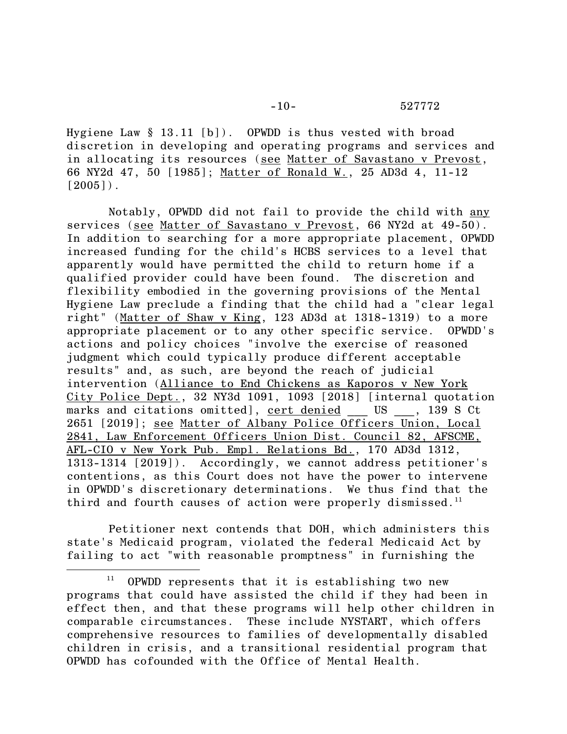Hygiene Law § 13.11 [b]). OPWDD is thus vested with broad discretion in developing and operating programs and services and in allocating its resources (see Matter of Savastano v Prevost, 66 NY2d 47, 50 [1985]; Matter of Ronald W., 25 AD3d 4, 11-12 [2005]).

Notably, OPWDD did not fail to provide the child with any services (see Matter of Savastano v Prevost, 66 NY2d at 49-50). In addition to searching for a more appropriate placement, OPWDD increased funding for the child's HCBS services to a level that apparently would have permitted the child to return home if a qualified provider could have been found. The discretion and flexibility embodied in the governing provisions of the Mental Hygiene Law preclude a finding that the child had a "clear legal right" (Matter of Shaw v King, 123 AD3d at 1318-1319) to a more appropriate placement or to any other specific service. OPWDD's actions and policy choices "involve the exercise of reasoned judgment which could typically produce different acceptable results" and, as such, are beyond the reach of judicial intervention (Alliance to End Chickens as Kaporos v New York City Police Dept., 32 NY3d 1091, 1093 [2018] [internal quotation marks and citations omitted], cert denied ___ US ___, 139 S Ct 2651 [2019]; see Matter of Albany Police Officers Union, Local 2841, Law Enforcement Officers Union Dist. Council 82, AFSCME, AFL-CIO v New York Pub. Empl. Relations Bd., 170 AD3d 1312, 1313-1314 [2019]). Accordingly, we cannot address petitioner's contentions, as this Court does not have the power to intervene in OPWDD's discretionary determinations. We thus find that the third and fourth causes of action were properly dismissed.[11]

Petitioner next contends that DOH, which administers this state's Medicaid program, violated the federal Medicaid Act by failing to act "with reasonable promptness" in furnishing the

---

[11] OPWDD represents that it is establishing two new programs that could have assisted the child if they had been in effect then, and that these programs will help other children in comparable circumstances. These include NYSTART, which offers comprehensive resources to families of developmentally disabled children in crisis, and a transitional residential program that OPWDD has cofounded with the Office of Mental Health.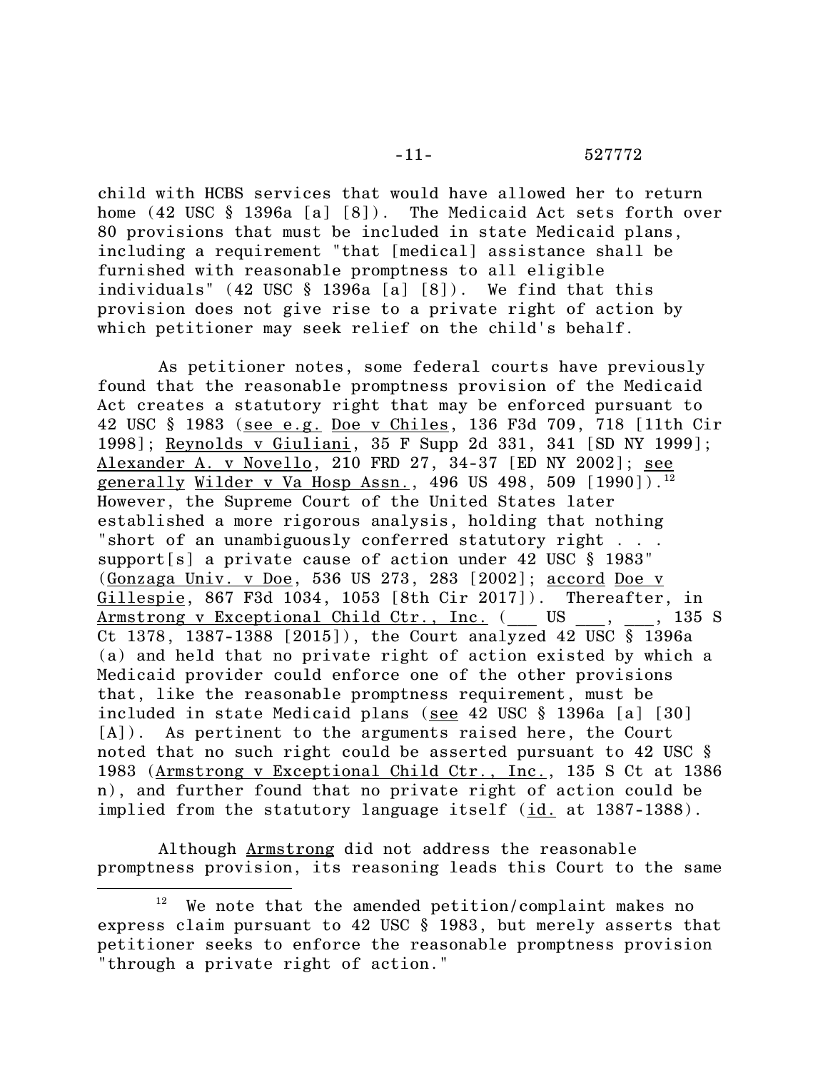child with HCBS services that would have allowed her to return home (42 USC § 1396a [a] [8]). The Medicaid Act sets forth over 80 provisions that must be included in state Medicaid plans, including a requirement "that [medical] assistance shall be furnished with reasonable promptness to all eligible individuals" (42 USC § 1396a [a] [8]). We find that this provision does not give rise to a private right of action by which petitioner may seek relief on the child's behalf.

As petitioner notes, some federal courts have previously found that the reasonable promptness provision of the Medicaid Act creates a statutory right that may be enforced pursuant to 42 USC § 1983 (see e.g. Doe v Chiles, 136 F3d 709, 718 [11th Cir 1998]; Reynolds v Giuliani, 35 F Supp 2d 331, 341 [SD NY 1999]; Alexander A. v Novello, 210 FRD 27, 34-37 [ED NY 2002]; see generally Wilder v Va Hosp Assn., 496 US 498, 509 [1990]).[12] However, the Supreme Court of the United States later established a more rigorous analysis, holding that nothing "short of an unambiguously conferred statutory right . . . support[s] a private cause of action under 42 USC § 1983" (Gonzaga Univ. v Doe, 536 US 273, 283 [2002]; accord Doe v Gillespie, 867 F3d 1034, 1053 [8th Cir 2017]). Thereafter, in Armstrong v Exceptional Child Ctr., Inc. (___ US ___, ___, 135 S Ct 1378, 1387-1388 [2015]), the Court analyzed 42 USC § 1396a (a) and held that no private right of action existed by which a Medicaid provider could enforce one of the other provisions that, like the reasonable promptness requirement, must be included in state Medicaid plans (see 42 USC § 1396a [a] [30] [A]). As pertinent to the arguments raised here, the Court noted that no such right could be asserted pursuant to 42 USC § 1983 (Armstrong v Exceptional Child Ctr., Inc., 135 S Ct at 1386 n), and further found that no private right of action could be implied from the statutory language itself (id. at 1387-1388).

Although Armstrong did not address the reasonable promptness provision, its reasoning leads this Court to the same

---

[12] We note that the amended petition/complaint makes no express claim pursuant to 42 USC § 1983, but merely asserts that petitioner seeks to enforce the reasonable promptness provision "through a private right of action."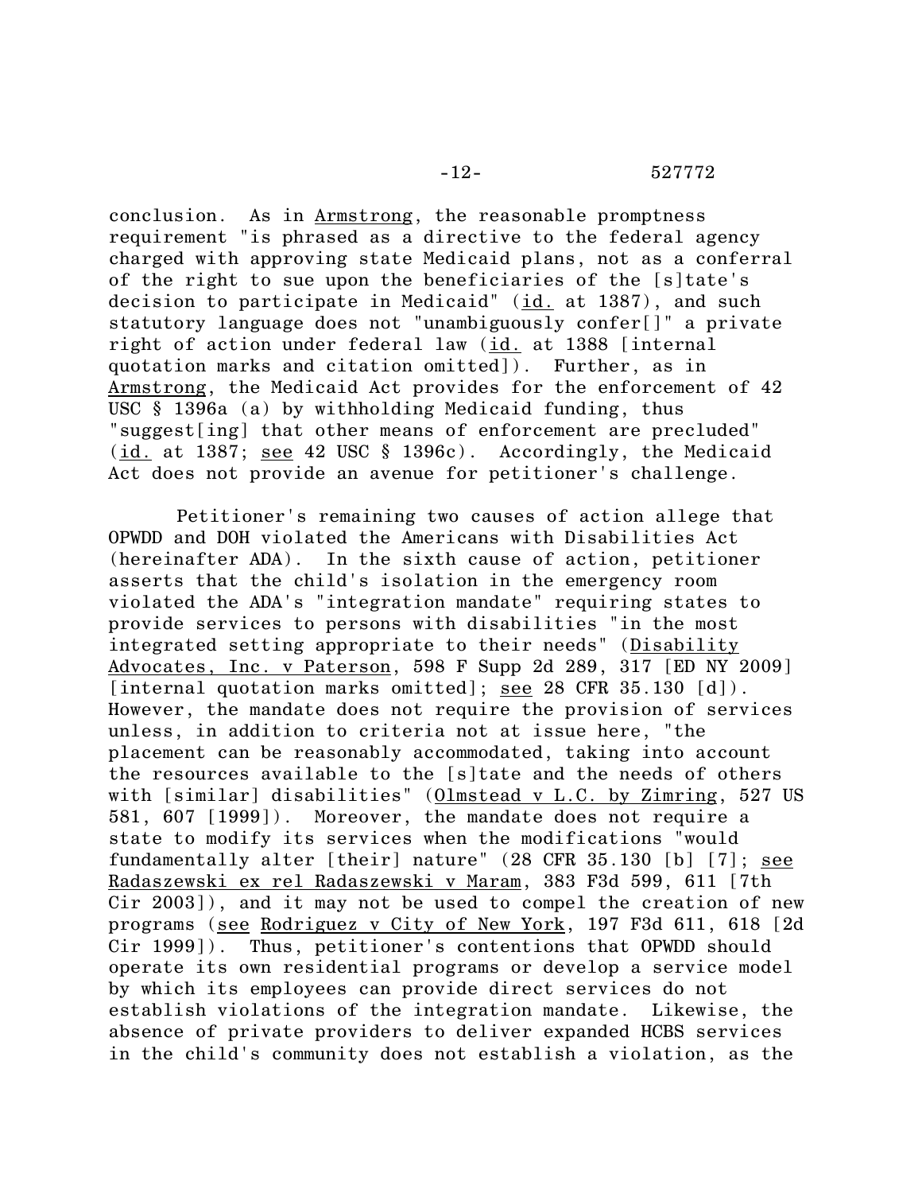conclusion. As in Armstrong, the reasonable promptness requirement "is phrased as a directive to the federal agency charged with approving state Medicaid plans, not as a conferral of the right to sue upon the beneficiaries of the [s]tate's decision to participate in Medicaid" (id. at 1387), and such statutory language does not "unambiguously confer[]" a private right of action under federal law (id. at 1388 [internal quotation marks and citation omitted]). Further, as in Armstrong, the Medicaid Act provides for the enforcement of 42 USC § 1396a (a) by withholding Medicaid funding, thus "suggest[ing] that other means of enforcement are precluded" (id. at 1387; see 42 USC § 1396c). Accordingly, the Medicaid Act does not provide an avenue for petitioner's challenge.

Petitioner's remaining two causes of action allege that OPWDD and DOH violated the Americans with Disabilities Act (hereinafter ADA). In the sixth cause of action, petitioner asserts that the child's isolation in the emergency room violated the ADA's "integration mandate" requiring states to provide services to persons with disabilities "in the most integrated setting appropriate to their needs" (Disability Advocates, Inc. v Paterson, 598 F Supp 2d 289, 317 [ED NY 2009] [internal quotation marks omitted]; see 28 CFR 35.130 [d]). However, the mandate does not require the provision of services unless, in addition to criteria not at issue here, "the placement can be reasonably accommodated, taking into account the resources available to the [s]tate and the needs of others with [similar] disabilities" (Olmstead v L.C. by Zimring, 527 US 581, 607 [1999]). Moreover, the mandate does not require a state to modify its services when the modifications "would fundamentally alter [their] nature" (28 CFR 35.130 [b] [7]; see Radaszewski ex rel Radaszewski v Maram, 383 F3d 599, 611 [7th Cir 2003]), and it may not be used to compel the creation of new programs (see Rodriguez v City of New York, 197 F3d 611, 618 [2d Cir 1999]). Thus, petitioner's contentions that OPWDD should operate its own residential programs or develop a service model by which its employees can provide direct services do not establish violations of the integration mandate. Likewise, the absence of private providers to deliver expanded HCBS services in the child's community does not establish a violation, as the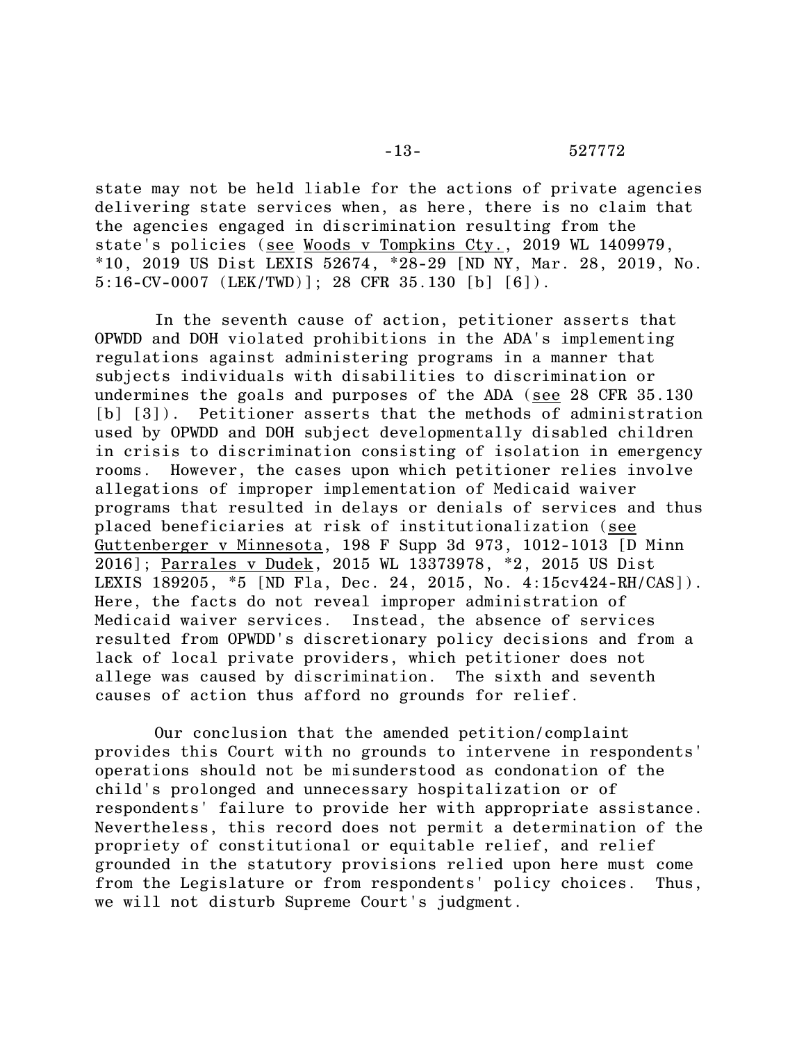state may not be held liable for the actions of private agencies delivering state services when, as here, there is no claim that the agencies engaged in discrimination resulting from the state's policies (see Woods v Tompkins Cty., 2019 WL 1409979, *10, 2019 US Dist LEXIS 52674, *28-29 [ND NY, Mar. 28, 2019, No. 5:16-CV-0007 (LEK/TWD)]; 28 CFR 35.130 [b] [6]).

In the seventh cause of action, petitioner asserts that OPWDD and DOH violated prohibitions in the ADA's implementing regulations against administering programs in a manner that subjects individuals with disabilities to discrimination or undermines the goals and purposes of the ADA (see 28 CFR 35.130 [b] [3]). Petitioner asserts that the methods of administration used by OPWDD and DOH subject developmentally disabled children in crisis to discrimination consisting of isolation in emergency rooms. However, the cases upon which petitioner relies involve allegations of improper implementation of Medicaid waiver programs that resulted in delays or denials of services and thus placed beneficiaries at risk of institutionalization (see Guttenberger v Minnesota, 198 F Supp 3d 973, 1012-1013 [D Minn 2016]; Parrales v Dudek, 2015 WL 13373978, *2, 2015 US Dist LEXIS 189205, *5 [ND Fla, Dec. 24, 2015, No. 4:15cv424-RH/CAS]). Here, the facts do not reveal improper administration of Medicaid waiver services. Instead, the absence of services resulted from OPWDD's discretionary policy decisions and from a lack of local private providers, which petitioner does not allege was caused by discrimination. The sixth and seventh causes of action thus afford no grounds for relief.

Our conclusion that the amended petition/complaint provides this Court with no grounds to intervene in respondents' operations should not be misunderstood as condonation of the child's prolonged and unnecessary hospitalization or of respondents' failure to provide her with appropriate assistance. Nevertheless, this record does not permit a determination of the propriety of constitutional or equitable relief, and relief grounded in the statutory provisions relied upon here must come from the Legislature or from respondents' policy choices. Thus, we will not disturb Supreme Court's judgment.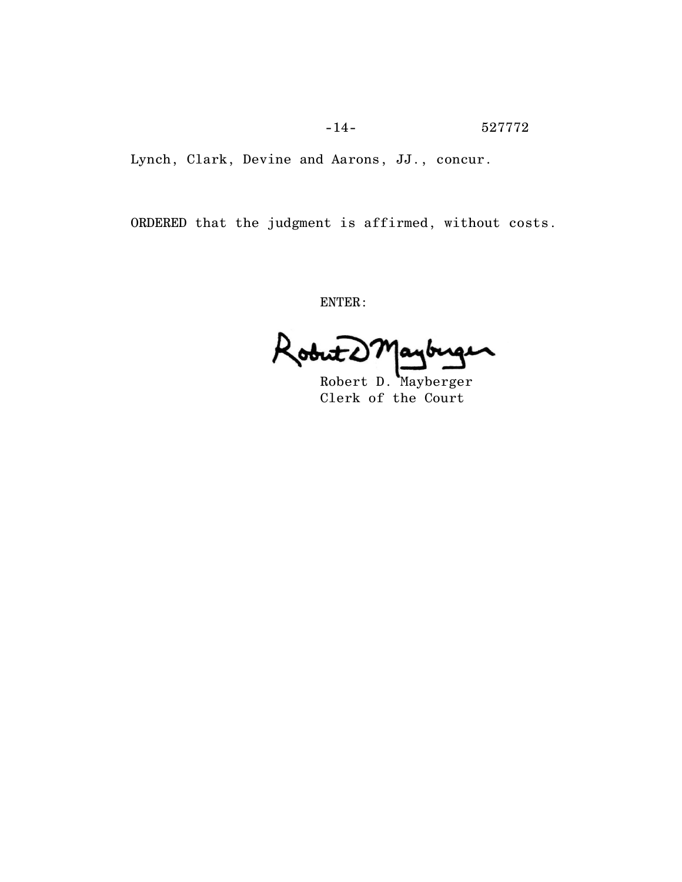Lynch, Clark, Devine and Aarons, JJ., concur.

ORDERED that the judgment is affirmed, without costs.

ENTER:

Robert D. Mayberger
Clerk of the Court